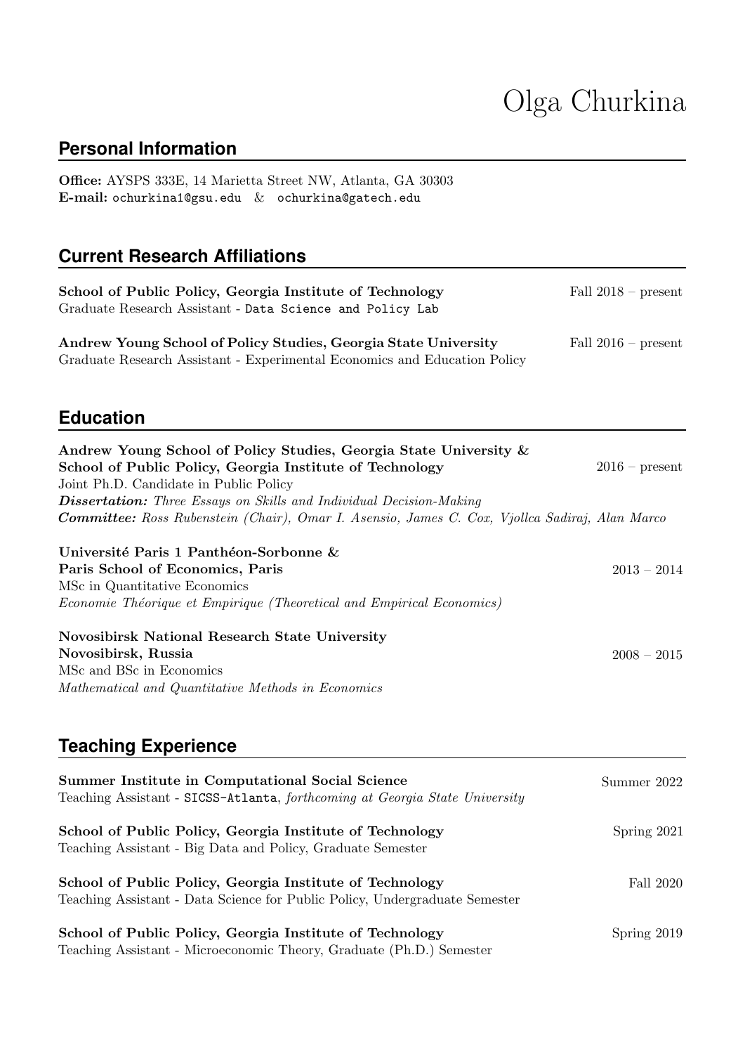# Olga Churkina

## Personal Information

**Office:** AYSPS 333E, 14 Marietta Street NW, Atlanta, GA 30303
**E-mail:** `ochurkina1@gsu.edu` & `ochurkina@gatech.edu`

## Current Research Affiliations

**School of Public Policy, Georgia Institute of Technology** — Fall 2018 – present
Graduate Research Assistant - `Data Science and Policy Lab`

**Andrew Young School of Policy Studies, Georgia State University** — Fall 2016 – present
Graduate Research Assistant - Experimental Economics and Education Policy

## Education

**Andrew Young School of Policy Studies, Georgia State University &**
**School of Public Policy, Georgia Institute of Technology** — 2016 – present
Joint Ph.D. Candidate in Public Policy
***Dissertation:*** *Three Essays on Skills and Individual Decision-Making*
***Committee:*** *Ross Rubenstein (Chair), Omar I. Asensio, James C. Cox, Vjollca Sadiraj, Alan Marco*

**Université Paris 1 Panthéon-Sorbonne &**
**Paris School of Economics, Paris** — 2013 – 2014
MSc in Quantitative Economics
*Economie Théorique et Empirique (Theoretical and Empirical Economics)*

**Novosibirsk National Research State University**
**Novosibirsk, Russia** — 2008 – 2015
MSc and BSc in Economics
*Mathematical and Quantitative Methods in Economics*

## Teaching Experience

**Summer Institute in Computational Social Science** — Summer 2022
Teaching Assistant - `SICSS-Atlanta`, *forthcoming at Georgia State University*

**School of Public Policy, Georgia Institute of Technology** — Spring 2021
Teaching Assistant - Big Data and Policy, Graduate Semester

**School of Public Policy, Georgia Institute of Technology** — Fall 2020
Teaching Assistant - Data Science for Public Policy, Undergraduate Semester

**School of Public Policy, Georgia Institute of Technology** — Spring 2019
Teaching Assistant - Microeconomic Theory, Graduate (Ph.D.) Semester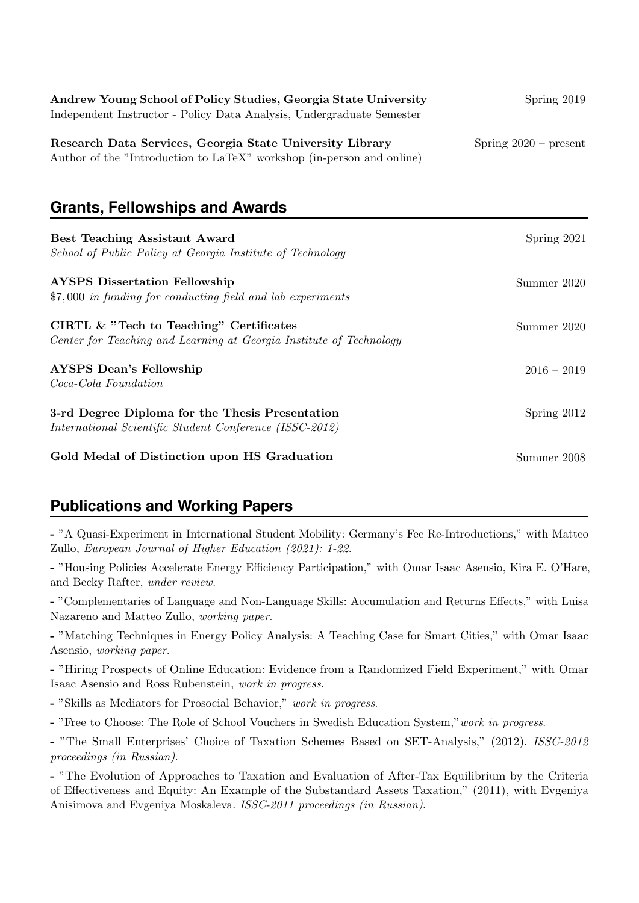**Andrew Young School of Policy Studies, Georgia State University** Spring 2019
Independent Instructor - Policy Data Analysis, Undergraduate Semester

**Research Data Services, Georgia State University Library** Spring 2020 – present
Author of the "Introduction to LaTeX" workshop (in-person and online)

## Grants, Fellowships and Awards

**Best Teaching Assistant Award** Spring 2021
*School of Public Policy at Georgia Institute of Technology*

**AYSPS Dissertation Fellowship** Summer 2020
$7,000 *in funding for conducting field and lab experiments*

**CIRTL & "Tech to Teaching" Certificates** Summer 2020
*Center for Teaching and Learning at Georgia Institute of Technology*

**AYSPS Dean's Fellowship** 2016 – 2019
*Coca-Cola Foundation*

**3-rd Degree Diploma for the Thesis Presentation** Spring 2012
*International Scientific Student Conference (ISSC-2012)*

**Gold Medal of Distinction upon HS Graduation** Summer 2008

## Publications and Working Papers

- "A Quasi-Experiment in International Student Mobility: Germany's Fee Re-Introductions," with Matteo Zullo, *European Journal of Higher Education (2021): 1-22.*

- "Housing Policies Accelerate Energy Efficiency Participation," with Omar Isaac Asensio, Kira E. O'Hare, and Becky Rafter, *under review.*

- "Complementaries of Language and Non-Language Skills: Accumulation and Returns Effects," with Luisa Nazareno and Matteo Zullo, *working paper.*

- "Matching Techniques in Energy Policy Analysis: A Teaching Case for Smart Cities," with Omar Isaac Asensio, *working paper.*

- "Hiring Prospects of Online Education: Evidence from a Randomized Field Experiment," with Omar Isaac Asensio and Ross Rubenstein, *work in progress.*

- "Skills as Mediators for Prosocial Behavior," *work in progress.*

- "Free to Choose: The Role of School Vouchers in Swedish Education System," *work in progress.*

- "The Small Enterprises' Choice of Taxation Schemes Based on SET-Analysis," (2012). *ISSC-2012 proceedings (in Russian).*

- "The Evolution of Approaches to Taxation and Evaluation of After-Tax Equilibrium by the Criteria of Effectiveness and Equity: An Example of the Substandard Assets Taxation," (2011), with Evgeniya Anisimova and Evgeniya Moskaleva. *ISSC-2011 proceedings (in Russian).*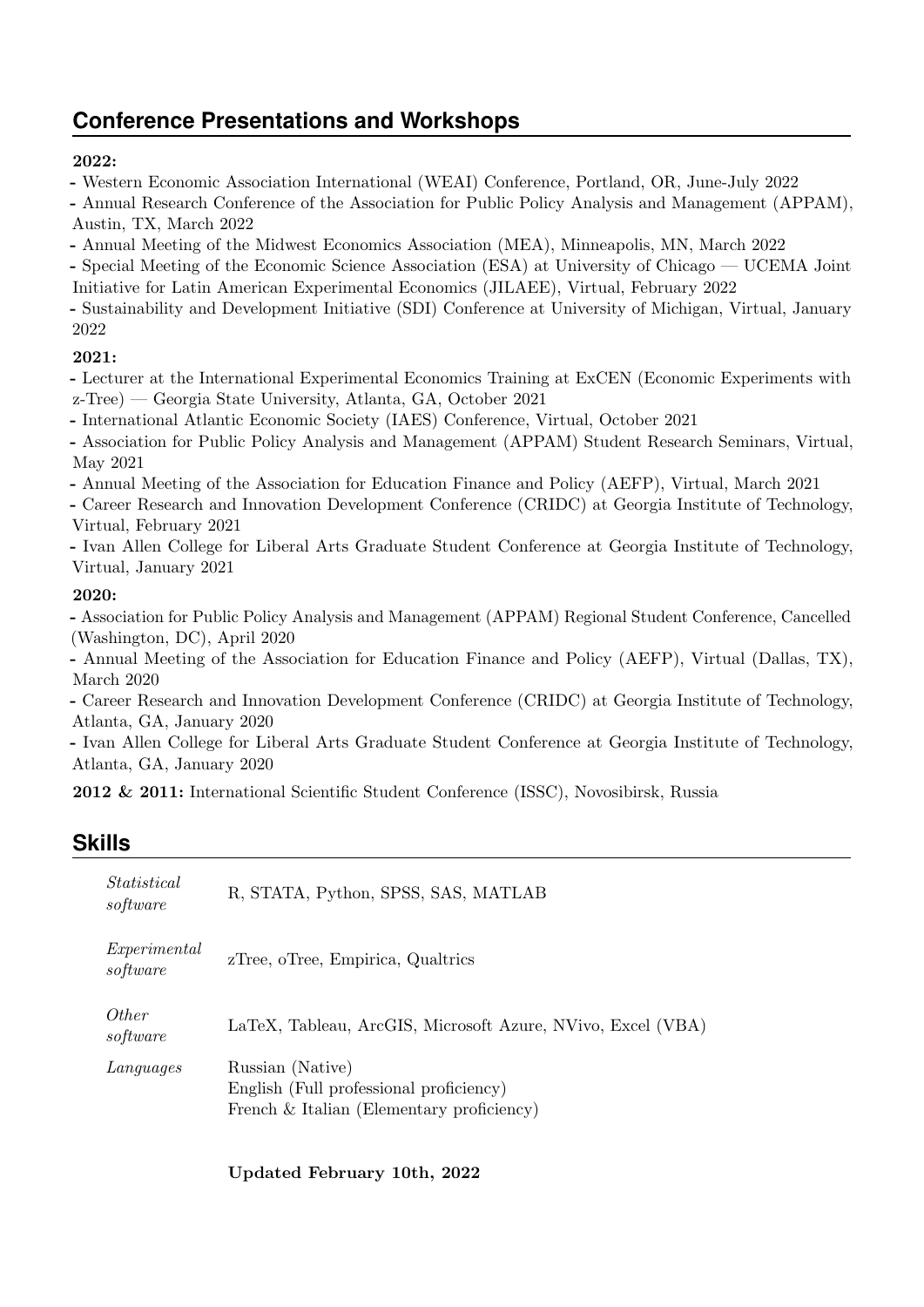## Conference Presentations and Workshops

**2022:**

- Western Economic Association International (WEAI) Conference, Portland, OR, June-July 2022
- Annual Research Conference of the Association for Public Policy Analysis and Management (APPAM), Austin, TX, March 2022
- Annual Meeting of the Midwest Economics Association (MEA), Minneapolis, MN, March 2022
- Special Meeting of the Economic Science Association (ESA) at University of Chicago — UCEMA Joint Initiative for Latin American Experimental Economics (JILAEE), Virtual, February 2022
- Sustainability and Development Initiative (SDI) Conference at University of Michigan, Virtual, January 2022

**2021:**

- Lecturer at the International Experimental Economics Training at ExCEN (Economic Experiments with z-Tree) — Georgia State University, Atlanta, GA, October 2021
- International Atlantic Economic Society (IAES) Conference, Virtual, October 2021
- Association for Public Policy Analysis and Management (APPAM) Student Research Seminars, Virtual, May 2021
- Annual Meeting of the Association for Education Finance and Policy (AEFP), Virtual, March 2021
- Career Research and Innovation Development Conference (CRIDC) at Georgia Institute of Technology, Virtual, February 2021
- Ivan Allen College for Liberal Arts Graduate Student Conference at Georgia Institute of Technology, Virtual, January 2021

**2020:**

- Association for Public Policy Analysis and Management (APPAM) Regional Student Conference, Cancelled (Washington, DC), April 2020
- Annual Meeting of the Association for Education Finance and Policy (AEFP), Virtual (Dallas, TX), March 2020
- Career Research and Innovation Development Conference (CRIDC) at Georgia Institute of Technology, Atlanta, GA, January 2020
- Ivan Allen College for Liberal Arts Graduate Student Conference at Georgia Institute of Technology, Atlanta, GA, January 2020

**2012 & 2011:** International Scientific Student Conference (ISSC), Novosibirsk, Russia

## Skills

| | |
|---|---|
| *Statistical software* | R, STATA, Python, SPSS, SAS, MATLAB |
| *Experimental software* | zTree, oTree, Empirica, Qualtrics |
| *Other software* | LaTeX, Tableau, ArcGIS, Microsoft Azure, NVivo, Excel (VBA) |
| *Languages* | Russian (Native)<br>English (Full professional proficiency)<br>French & Italian (Elementary proficiency) |

**Updated February 10th, 2022**